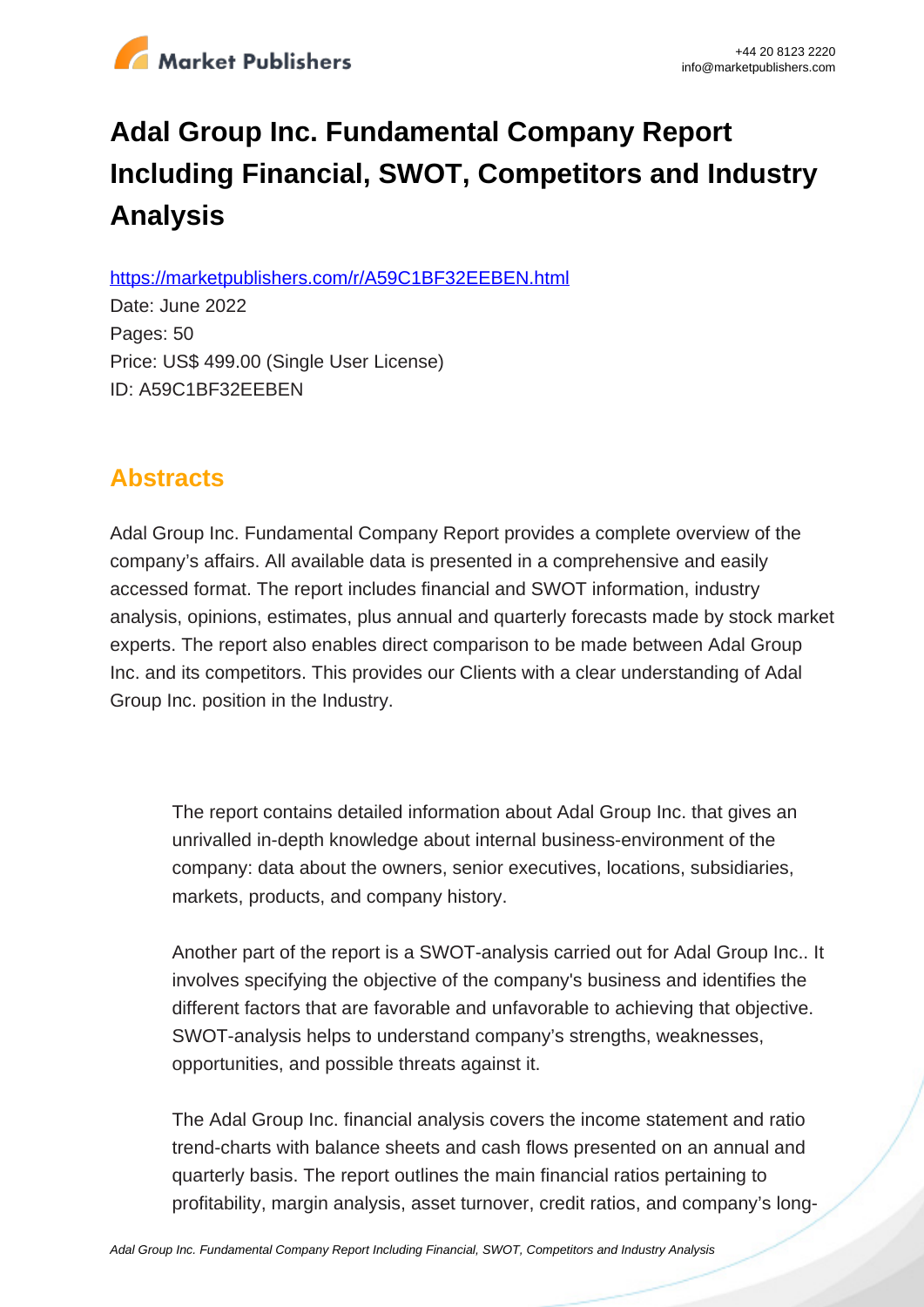# Adal Group Inc. Fundamental Company Report Including Financial, SWOT, Competitors and Industry Analysis

https://marketpublishers.com/r/A59C1BF32EEBEN.html

Date: June 2022

Pages: 50

Price: US$ 499.00 (Single User License)

ID: A59C1BF32EEBEN

## Abstracts

Adal Group Inc. Fundamental Company Report provides a complete overview of the company's affairs. All available data is presented in a comprehensive and easily accessed format. The report includes financial and SWOT information, industry analysis, opinions, estimates, plus annual and quarterly forecasts made by stock market experts. The report also enables direct comparison to be made between Adal Group Inc. and its competitors. This provides our Clients with a clear understanding of Adal Group Inc. position in the Industry.

> The report contains detailed information about Adal Group Inc. that gives an unrivalled in-depth knowledge about internal business-environment of the company: data about the owners, senior executives, locations, subsidiaries, markets, products, and company history.
>
> Another part of the report is a SWOT-analysis carried out for Adal Group Inc.. It involves specifying the objective of the company's business and identifies the different factors that are favorable and unfavorable to achieving that objective. SWOT-analysis helps to understand company's strengths, weaknesses, opportunities, and possible threats against it.
>
> The Adal Group Inc. financial analysis covers the income statement and ratio trend-charts with balance sheets and cash flows presented on an annual and quarterly basis. The report outlines the main financial ratios pertaining to profitability, margin analysis, asset turnover, credit ratios, and company's long-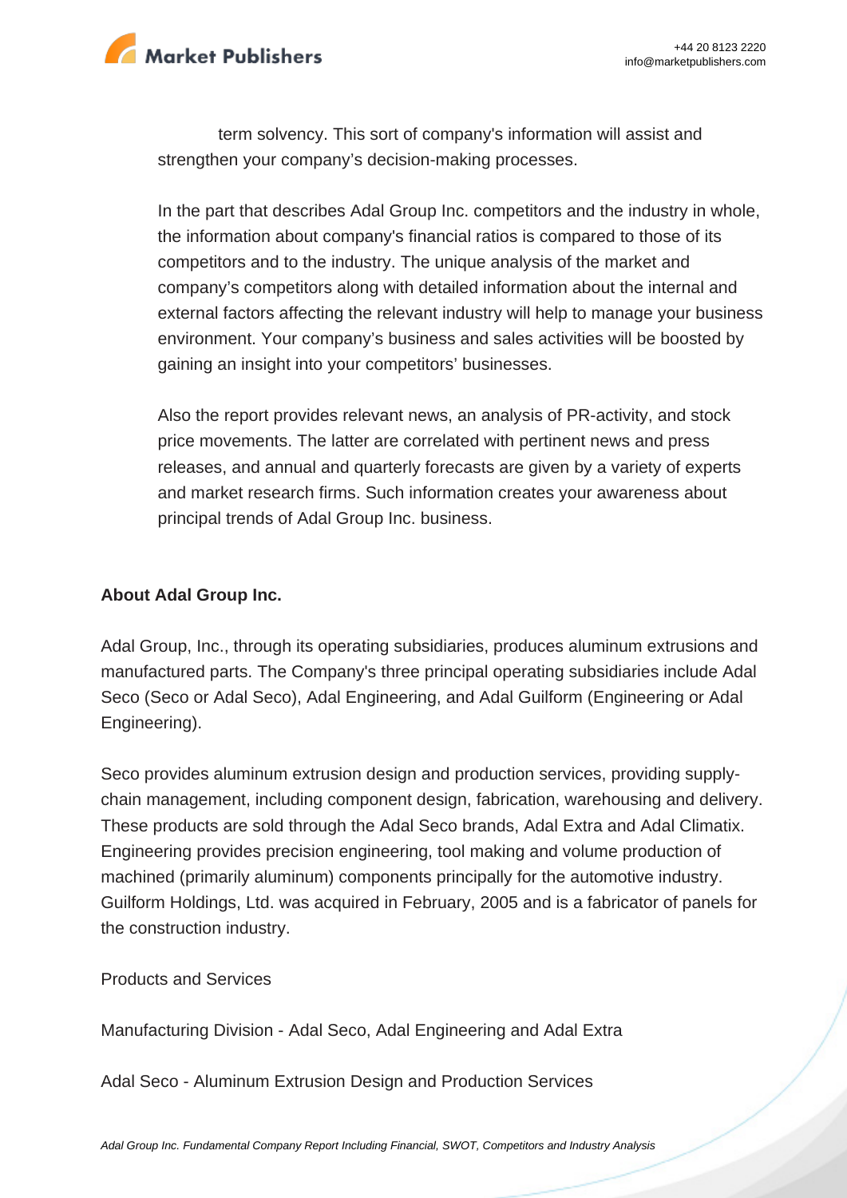term solvency. This sort of company's information will assist and strengthen your company's decision-making processes.

In the part that describes Adal Group Inc. competitors and the industry in whole, the information about company's financial ratios is compared to those of its competitors and to the industry. The unique analysis of the market and company's competitors along with detailed information about the internal and external factors affecting the relevant industry will help to manage your business environment. Your company's business and sales activities will be boosted by gaining an insight into your competitors' businesses.

Also the report provides relevant news, an analysis of PR-activity, and stock price movements. The latter are correlated with pertinent news and press releases, and annual and quarterly forecasts are given by a variety of experts and market research firms. Such information creates your awareness about principal trends of Adal Group Inc. business.

**About Adal Group Inc.**

Adal Group, Inc., through its operating subsidiaries, produces aluminum extrusions and manufactured parts. The Company's three principal operating subsidiaries include Adal Seco (Seco or Adal Seco), Adal Engineering, and Adal Guilform (Engineering or Adal Engineering).

Seco provides aluminum extrusion design and production services, providing supply-chain management, including component design, fabrication, warehousing and delivery. These products are sold through the Adal Seco brands, Adal Extra and Adal Climatix. Engineering provides precision engineering, tool making and volume production of machined (primarily aluminum) components principally for the automotive industry. Guilform Holdings, Ltd. was acquired in February, 2005 and is a fabricator of panels for the construction industry.

Products and Services

Manufacturing Division - Adal Seco, Adal Engineering and Adal Extra

Adal Seco - Aluminum Extrusion Design and Production Services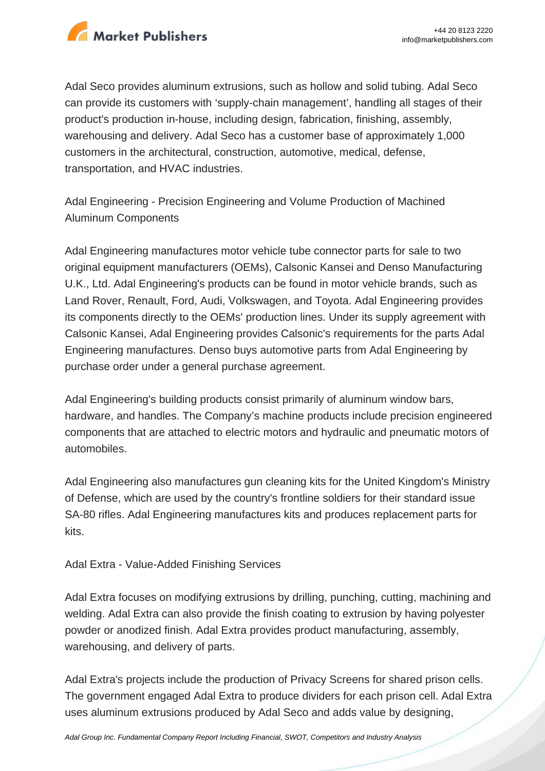Adal Seco provides aluminum extrusions, such as hollow and solid tubing. Adal Seco can provide its customers with 'supply-chain management', handling all stages of their product's production in-house, including design, fabrication, finishing, assembly, warehousing and delivery. Adal Seco has a customer base of approximately 1,000 customers in the architectural, construction, automotive, medical, defense, transportation, and HVAC industries.

Adal Engineering - Precision Engineering and Volume Production of Machined Aluminum Components

Adal Engineering manufactures motor vehicle tube connector parts for sale to two original equipment manufacturers (OEMs), Calsonic Kansei and Denso Manufacturing U.K., Ltd. Adal Engineering's products can be found in motor vehicle brands, such as Land Rover, Renault, Ford, Audi, Volkswagen, and Toyota. Adal Engineering provides its components directly to the OEMs' production lines. Under its supply agreement with Calsonic Kansei, Adal Engineering provides Calsonic's requirements for the parts Adal Engineering manufactures. Denso buys automotive parts from Adal Engineering by purchase order under a general purchase agreement.

Adal Engineering's building products consist primarily of aluminum window bars, hardware, and handles. The Company's machine products include precision engineered components that are attached to electric motors and hydraulic and pneumatic motors of automobiles.

Adal Engineering also manufactures gun cleaning kits for the United Kingdom's Ministry of Defense, which are used by the country's frontline soldiers for their standard issue SA-80 rifles. Adal Engineering manufactures kits and produces replacement parts for kits.

Adal Extra - Value-Added Finishing Services

Adal Extra focuses on modifying extrusions by drilling, punching, cutting, machining and welding. Adal Extra can also provide the finish coating to extrusion by having polyester powder or anodized finish. Adal Extra provides product manufacturing, assembly, warehousing, and delivery of parts.

Adal Extra's projects include the production of Privacy Screens for shared prison cells. The government engaged Adal Extra to produce dividers for each prison cell. Adal Extra uses aluminum extrusions produced by Adal Seco and adds value by designing,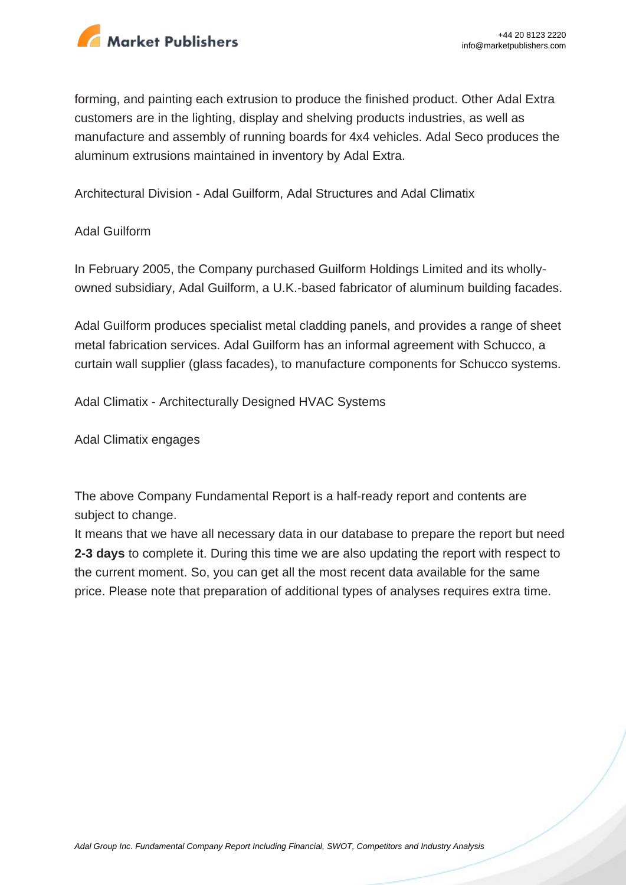forming, and painting each extrusion to produce the finished product. Other Adal Extra customers are in the lighting, display and shelving products industries, as well as manufacture and assembly of running boards for 4x4 vehicles. Adal Seco produces the aluminum extrusions maintained in inventory by Adal Extra.

Architectural Division - Adal Guilform, Adal Structures and Adal Climatix

Adal Guilform

In February 2005, the Company purchased Guilform Holdings Limited and its wholly-owned subsidiary, Adal Guilform, a U.K.-based fabricator of aluminum building facades.

Adal Guilform produces specialist metal cladding panels, and provides a range of sheet metal fabrication services. Adal Guilform has an informal agreement with Schucco, a curtain wall supplier (glass facades), to manufacture components for Schucco systems.

Adal Climatix - Architecturally Designed HVAC Systems

Adal Climatix engages

The above Company Fundamental Report is a half-ready report and contents are subject to change.

It means that we have all necessary data in our database to prepare the report but need **2-3 days** to complete it. During this time we are also updating the report with respect to the current moment. So, you can get all the most recent data available for the same price. Please note that preparation of additional types of analyses requires extra time.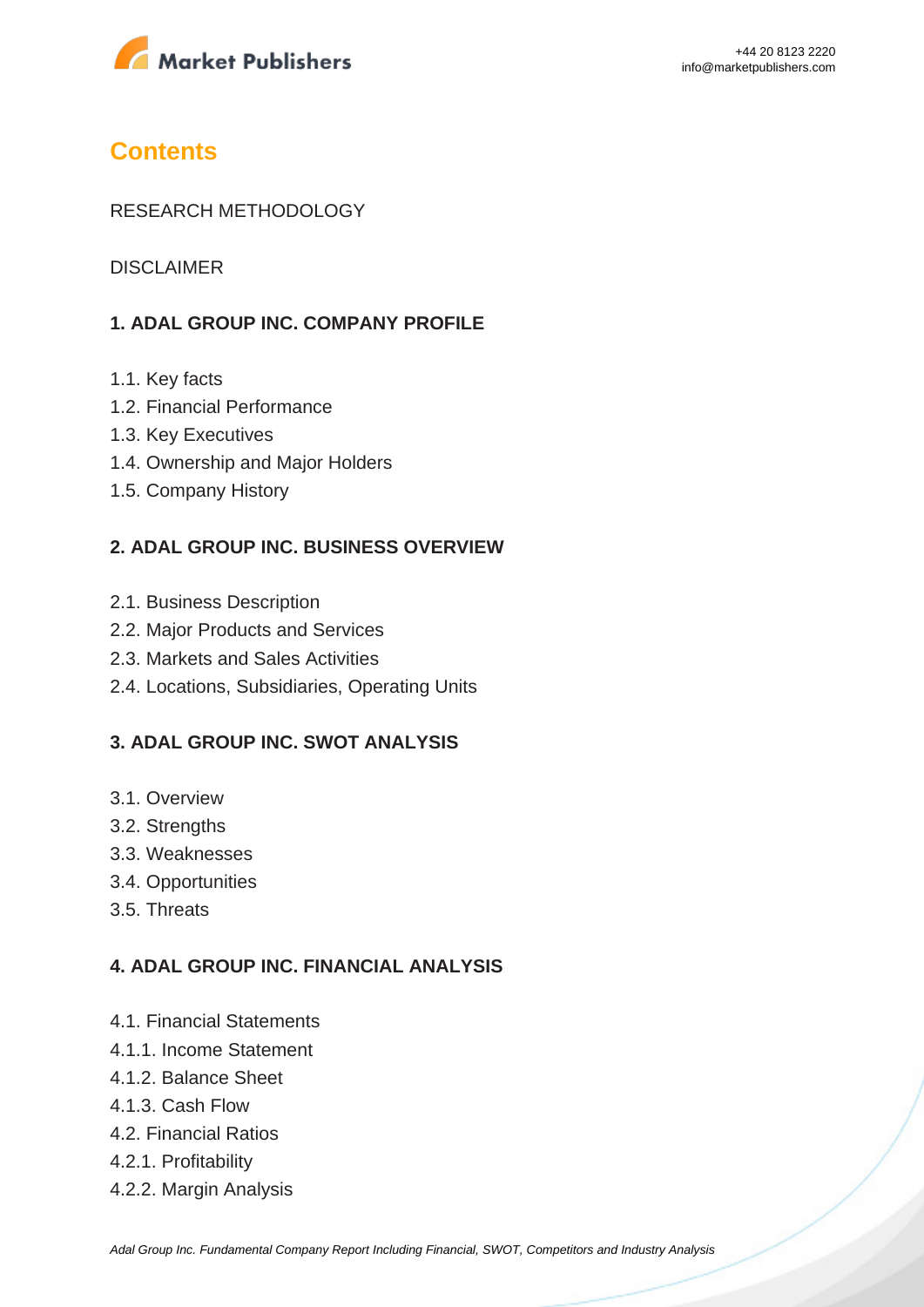## Contents

RESEARCH METHODOLOGY

DISCLAIMER

### 1. ADAL GROUP INC. COMPANY PROFILE

1.1. Key facts
1.2. Financial Performance
1.3. Key Executives
1.4. Ownership and Major Holders
1.5. Company History

### 2. ADAL GROUP INC. BUSINESS OVERVIEW

2.1. Business Description
2.2. Major Products and Services
2.3. Markets and Sales Activities
2.4. Locations, Subsidiaries, Operating Units

### 3. ADAL GROUP INC. SWOT ANALYSIS

3.1. Overview
3.2. Strengths
3.3. Weaknesses
3.4. Opportunities
3.5. Threats

### 4. ADAL GROUP INC. FINANCIAL ANALYSIS

4.1. Financial Statements
4.1.1. Income Statement
4.1.2. Balance Sheet
4.1.3. Cash Flow
4.2. Financial Ratios
4.2.1. Profitability
4.2.2. Margin Analysis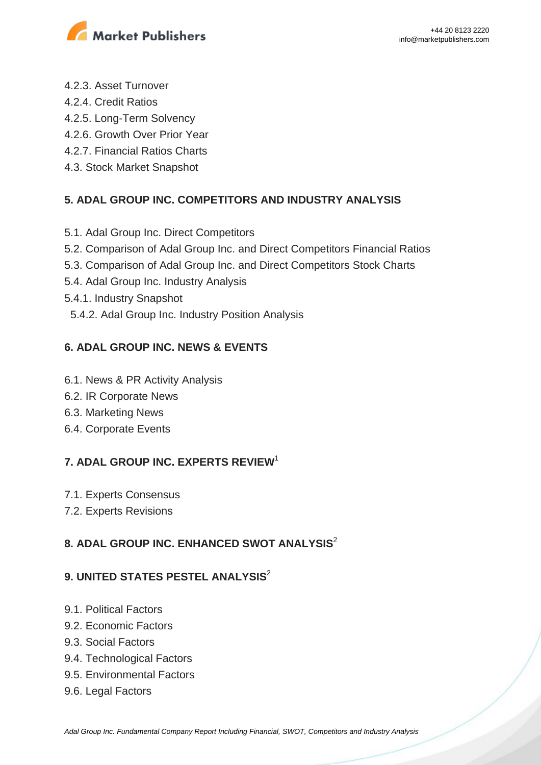4.2.3. Asset Turnover
4.2.4. Credit Ratios
4.2.5. Long-Term Solvency
4.2.6. Growth Over Prior Year
4.2.7. Financial Ratios Charts
4.3. Stock Market Snapshot

## 5. ADAL GROUP INC. COMPETITORS AND INDUSTRY ANALYSIS

5.1. Adal Group Inc. Direct Competitors
5.2. Comparison of Adal Group Inc. and Direct Competitors Financial Ratios
5.3. Comparison of Adal Group Inc. and Direct Competitors Stock Charts
5.4. Adal Group Inc. Industry Analysis
5.4.1. Industry Snapshot
5.4.2. Adal Group Inc. Industry Position Analysis

## 6. ADAL GROUP INC. NEWS & EVENTS

6.1. News & PR Activity Analysis
6.2. IR Corporate News
6.3. Marketing News
6.4. Corporate Events

## 7. ADAL GROUP INC. EXPERTS REVIEW[1]

7.1. Experts Consensus
7.2. Experts Revisions

## 8. ADAL GROUP INC. ENHANCED SWOT ANALYSIS[2]

## 9. UNITED STATES PESTEL ANALYSIS[2]

9.1. Political Factors
9.2. Economic Factors
9.3. Social Factors
9.4. Technological Factors
9.5. Environmental Factors
9.6. Legal Factors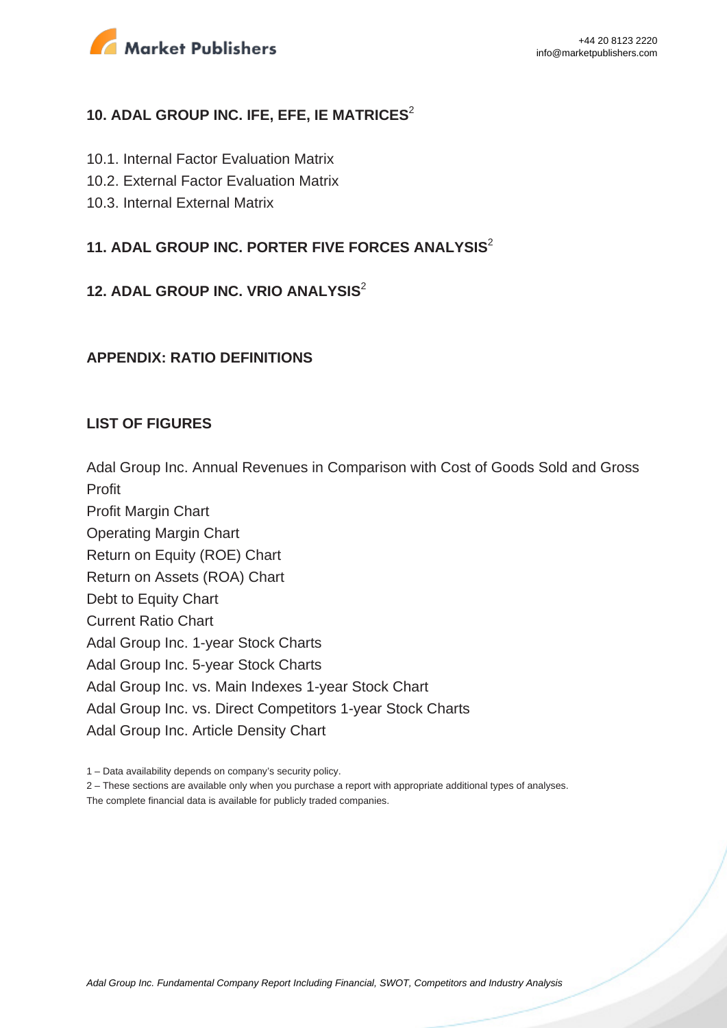## 10. ADAL GROUP INC. IFE, EFE, IE MATRICES[2]

10.1. Internal Factor Evaluation Matrix
10.2. External Factor Evaluation Matrix
10.3. Internal External Matrix

## 11. ADAL GROUP INC. PORTER FIVE FORCES ANALYSIS[2]

## 12. ADAL GROUP INC. VRIO ANALYSIS[2]

## APPENDIX: RATIO DEFINITIONS

## LIST OF FIGURES

Adal Group Inc. Annual Revenues in Comparison with Cost of Goods Sold and Gross Profit
Profit Margin Chart
Operating Margin Chart
Return on Equity (ROE) Chart
Return on Assets (ROA) Chart
Debt to Equity Chart
Current Ratio Chart
Adal Group Inc. 1-year Stock Charts
Adal Group Inc. 5-year Stock Charts
Adal Group Inc. vs. Main Indexes 1-year Stock Chart
Adal Group Inc. vs. Direct Competitors 1-year Stock Charts
Adal Group Inc. Article Density Chart

1 – Data availability depends on company's security policy.
2 – These sections are available only when you purchase a report with appropriate additional types of analyses.
The complete financial data is available for publicly traded companies.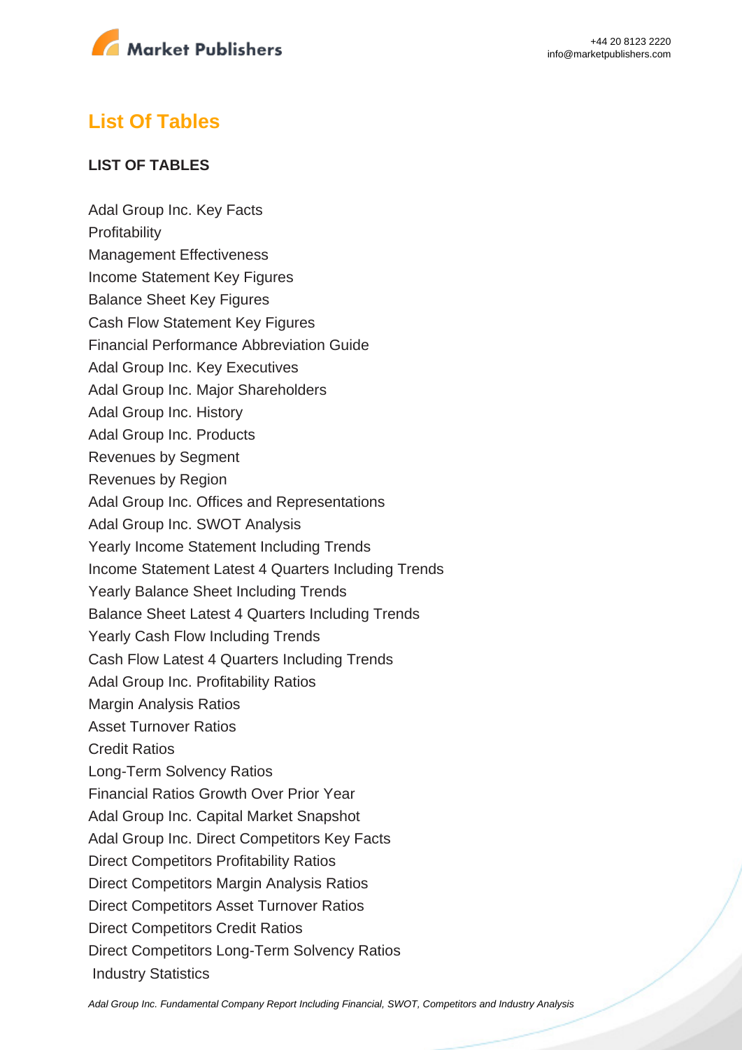## List Of Tables

**LIST OF TABLES**

Adal Group Inc. Key Facts
Profitability
Management Effectiveness
Income Statement Key Figures
Balance Sheet Key Figures
Cash Flow Statement Key Figures
Financial Performance Abbreviation Guide
Adal Group Inc. Key Executives
Adal Group Inc. Major Shareholders
Adal Group Inc. History
Adal Group Inc. Products
Revenues by Segment
Revenues by Region
Adal Group Inc. Offices and Representations
Adal Group Inc. SWOT Analysis
Yearly Income Statement Including Trends
Income Statement Latest 4 Quarters Including Trends
Yearly Balance Sheet Including Trends
Balance Sheet Latest 4 Quarters Including Trends
Yearly Cash Flow Including Trends
Cash Flow Latest 4 Quarters Including Trends
Adal Group Inc. Profitability Ratios
Margin Analysis Ratios
Asset Turnover Ratios
Credit Ratios
Long-Term Solvency Ratios
Financial Ratios Growth Over Prior Year
Adal Group Inc. Capital Market Snapshot
Adal Group Inc. Direct Competitors Key Facts
Direct Competitors Profitability Ratios
Direct Competitors Margin Analysis Ratios
Direct Competitors Asset Turnover Ratios
Direct Competitors Credit Ratios
Direct Competitors Long-Term Solvency Ratios
Industry Statistics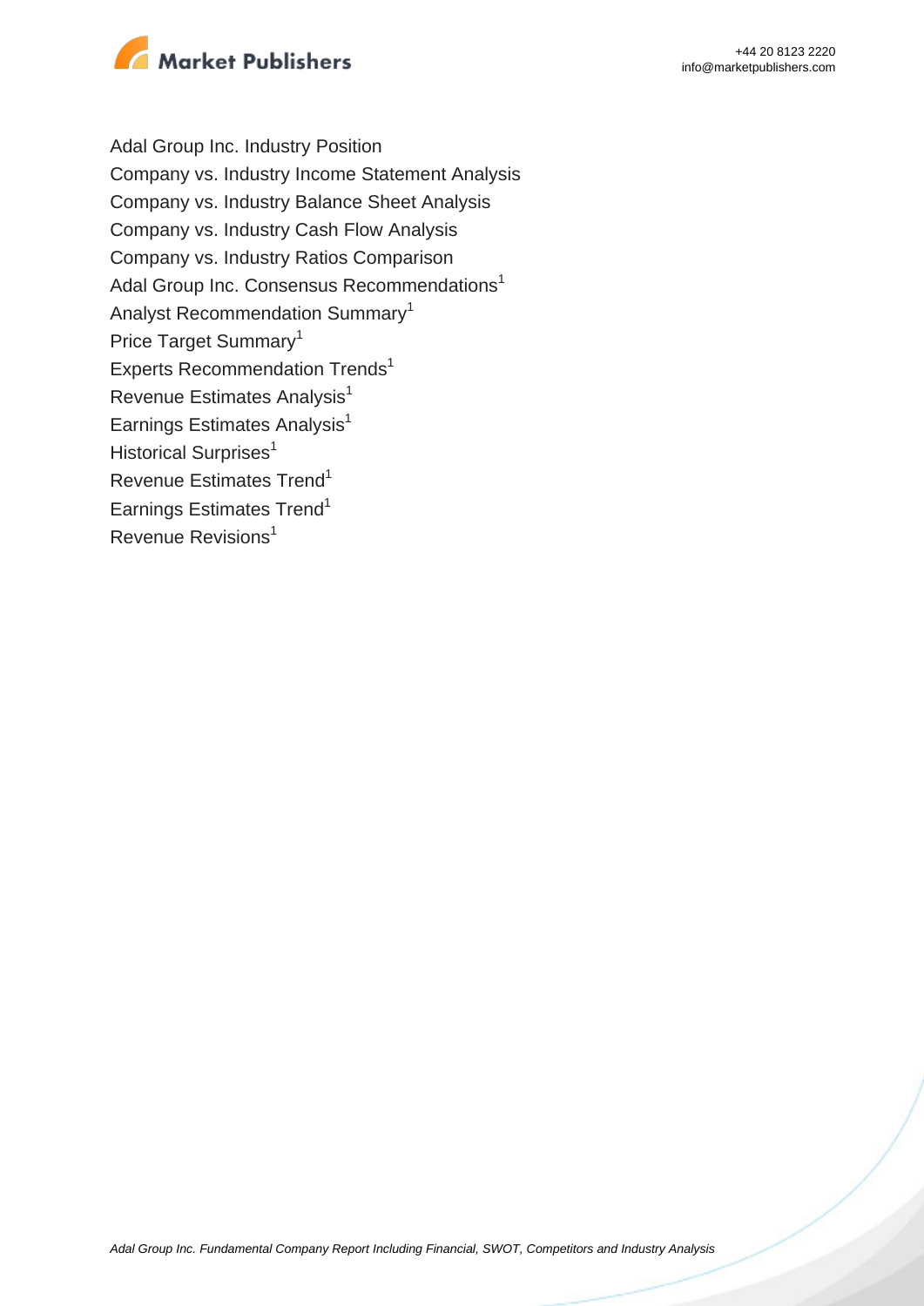Adal Group Inc. Industry Position
Company vs. Industry Income Statement Analysis
Company vs. Industry Balance Sheet Analysis
Company vs. Industry Cash Flow Analysis
Company vs. Industry Ratios Comparison
Adal Group Inc. Consensus Recommendations[1]
Analyst Recommendation Summary[1]
Price Target Summary[1]
Experts Recommendation Trends[1]
Revenue Estimates Analysis[1]
Earnings Estimates Analysis[1]
Historical Surprises[1]
Revenue Estimates Trend[1]
Earnings Estimates Trend[1]
Revenue Revisions[1]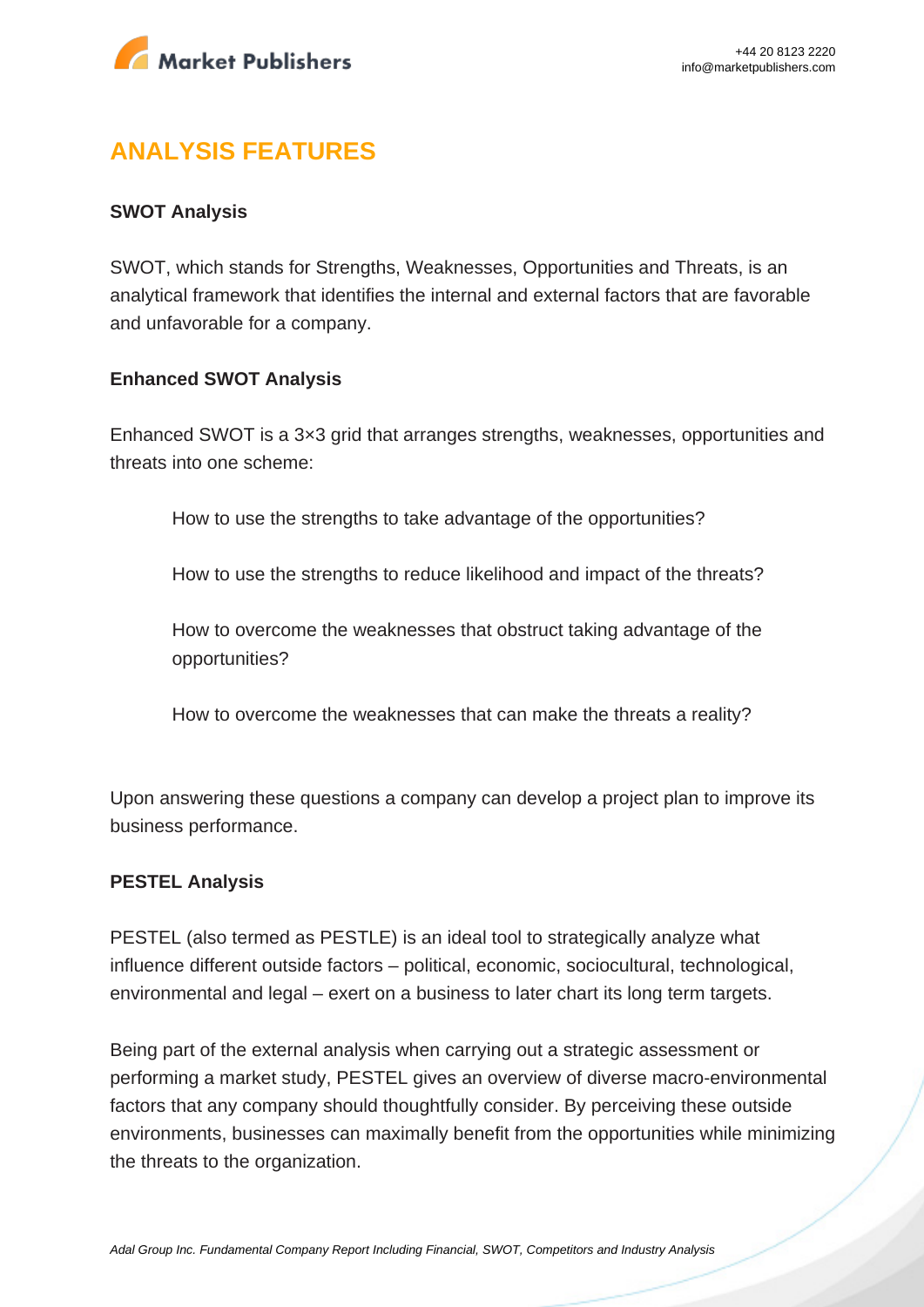## ANALYSIS FEATURES

**SWOT Analysis**

SWOT, which stands for Strengths, Weaknesses, Opportunities and Threats, is an analytical framework that identifies the internal and external factors that are favorable and unfavorable for a company.

**Enhanced SWOT Analysis**

Enhanced SWOT is a 3×3 grid that arranges strengths, weaknesses, opportunities and threats into one scheme:

> How to use the strengths to take advantage of the opportunities?
>
> How to use the strengths to reduce likelihood and impact of the threats?
>
> How to overcome the weaknesses that obstruct taking advantage of the opportunities?
>
> How to overcome the weaknesses that can make the threats a reality?

Upon answering these questions a company can develop a project plan to improve its business performance.

**PESTEL Analysis**

PESTEL (also termed as PESTLE) is an ideal tool to strategically analyze what influence different outside factors – political, economic, sociocultural, technological, environmental and legal – exert on a business to later chart its long term targets.

Being part of the external analysis when carrying out a strategic assessment or performing a market study, PESTEL gives an overview of diverse macro-environmental factors that any company should thoughtfully consider. By perceiving these outside environments, businesses can maximally benefit from the opportunities while minimizing the threats to the organization.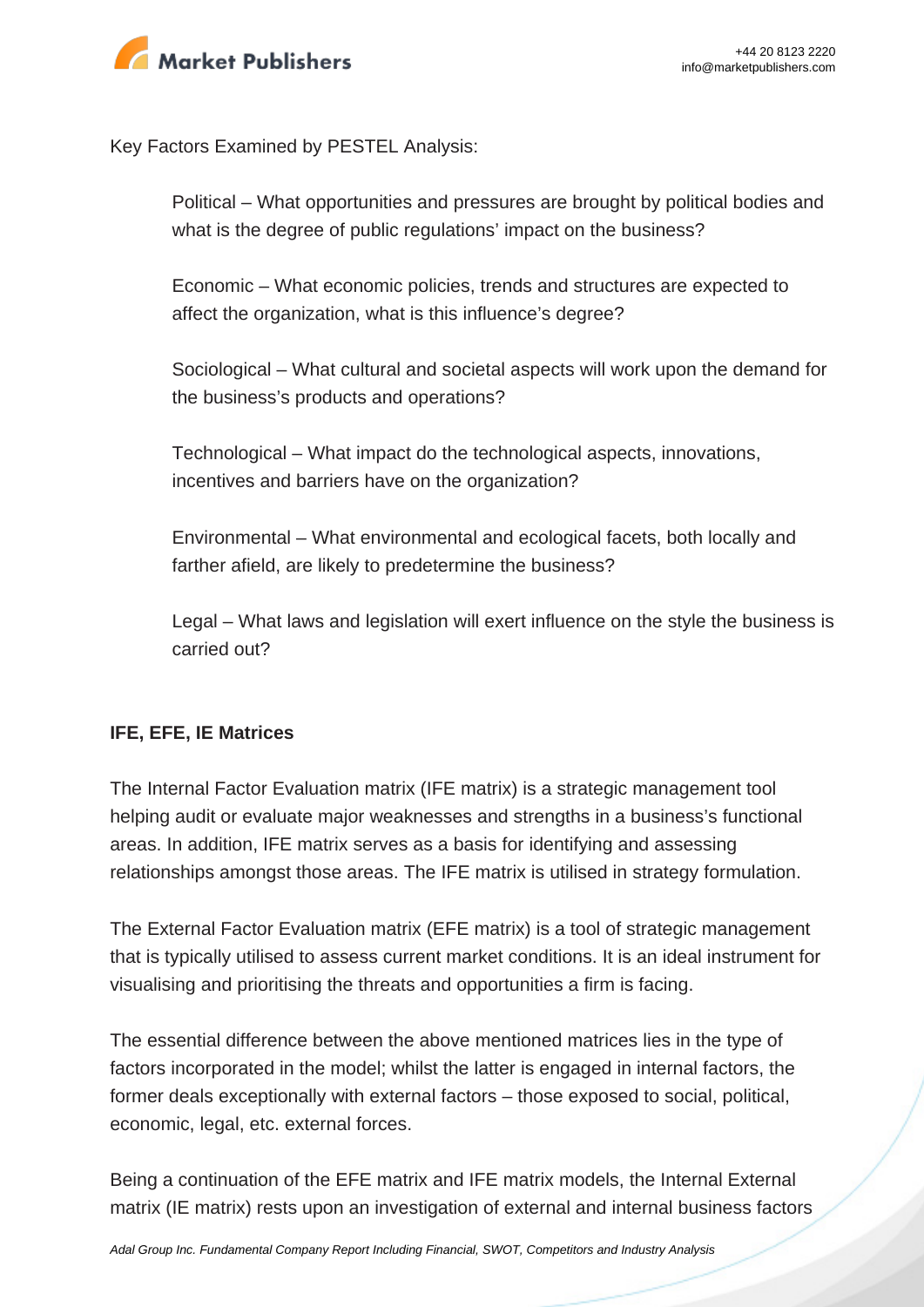Key Factors Examined by PESTEL Analysis:

- Political – What opportunities and pressures are brought by political bodies and what is the degree of public regulations' impact on the business?
- Economic – What economic policies, trends and structures are expected to affect the organization, what is this influence's degree?
- Sociological – What cultural and societal aspects will work upon the demand for the business's products and operations?
- Technological – What impact do the technological aspects, innovations, incentives and barriers have on the organization?
- Environmental – What environmental and ecological facets, both locally and farther afield, are likely to predetermine the business?
- Legal – What laws and legislation will exert influence on the style the business is carried out?

**IFE, EFE, IE Matrices**

The Internal Factor Evaluation matrix (IFE matrix) is a strategic management tool helping audit or evaluate major weaknesses and strengths in a business's functional areas. In addition, IFE matrix serves as a basis for identifying and assessing relationships amongst those areas. The IFE matrix is utilised in strategy formulation.

The External Factor Evaluation matrix (EFE matrix) is a tool of strategic management that is typically utilised to assess current market conditions. It is an ideal instrument for visualising and prioritising the threats and opportunities a firm is facing.

The essential difference between the above mentioned matrices lies in the type of factors incorporated in the model; whilst the latter is engaged in internal factors, the former deals exceptionally with external factors – those exposed to social, political, economic, legal, etc. external forces.

Being a continuation of the EFE matrix and IFE matrix models, the Internal External matrix (IE matrix) rests upon an investigation of external and internal business factors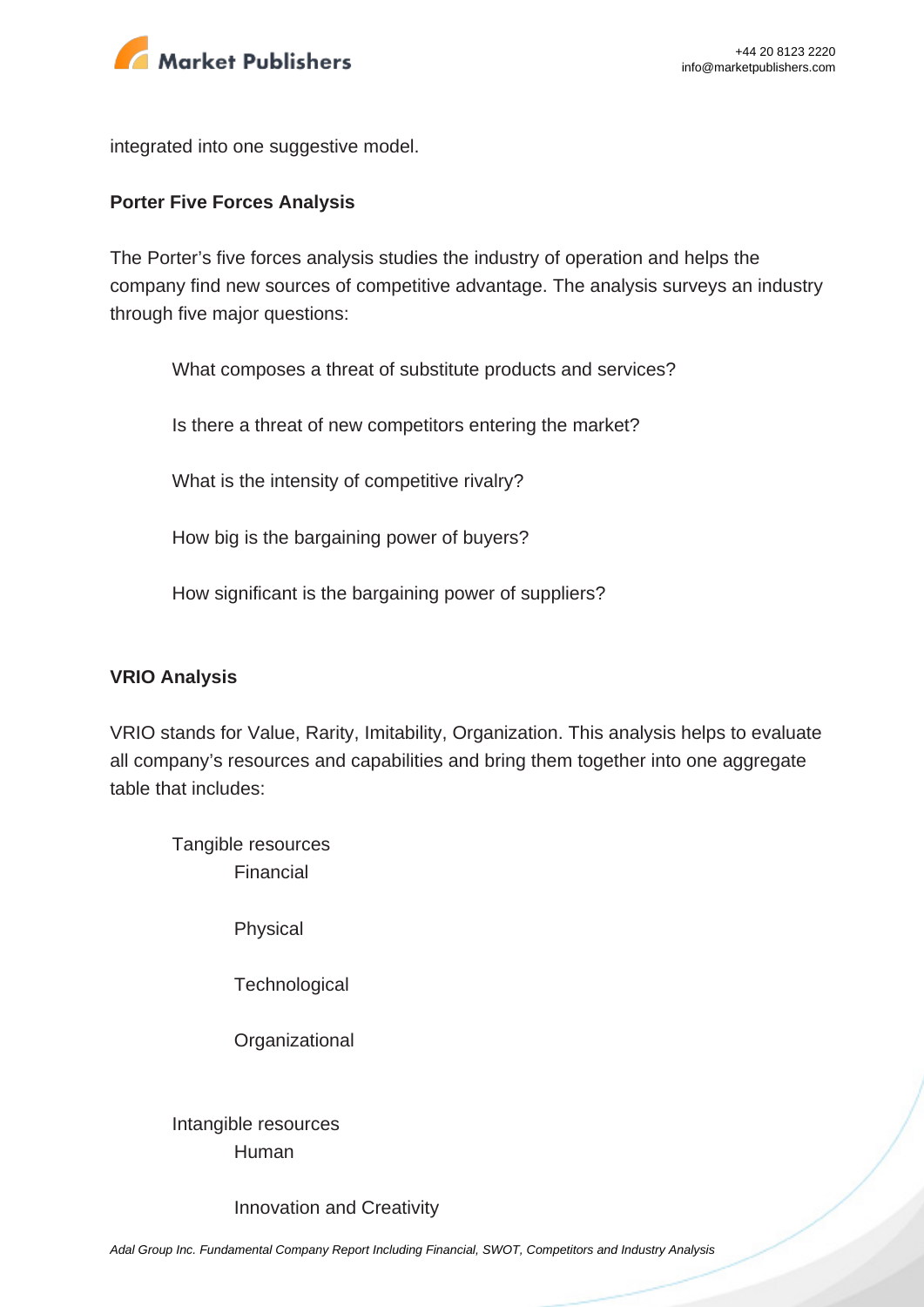integrated into one suggestive model.

**Porter Five Forces Analysis**

The Porter's five forces analysis studies the industry of operation and helps the company find new sources of competitive advantage. The analysis surveys an industry through five major questions:

- What composes a threat of substitute products and services?
- Is there a threat of new competitors entering the market?
- What is the intensity of competitive rivalry?
- How big is the bargaining power of buyers?
- How significant is the bargaining power of suppliers?

**VRIO Analysis**

VRIO stands for Value, Rarity, Imitability, Organization. This analysis helps to evaluate all company's resources and capabilities and bring them together into one aggregate table that includes:

- Tangible resources
  - Financial
  - Physical
  - Technological
  - Organizational
- Intangible resources
  - Human
  - Innovation and Creativity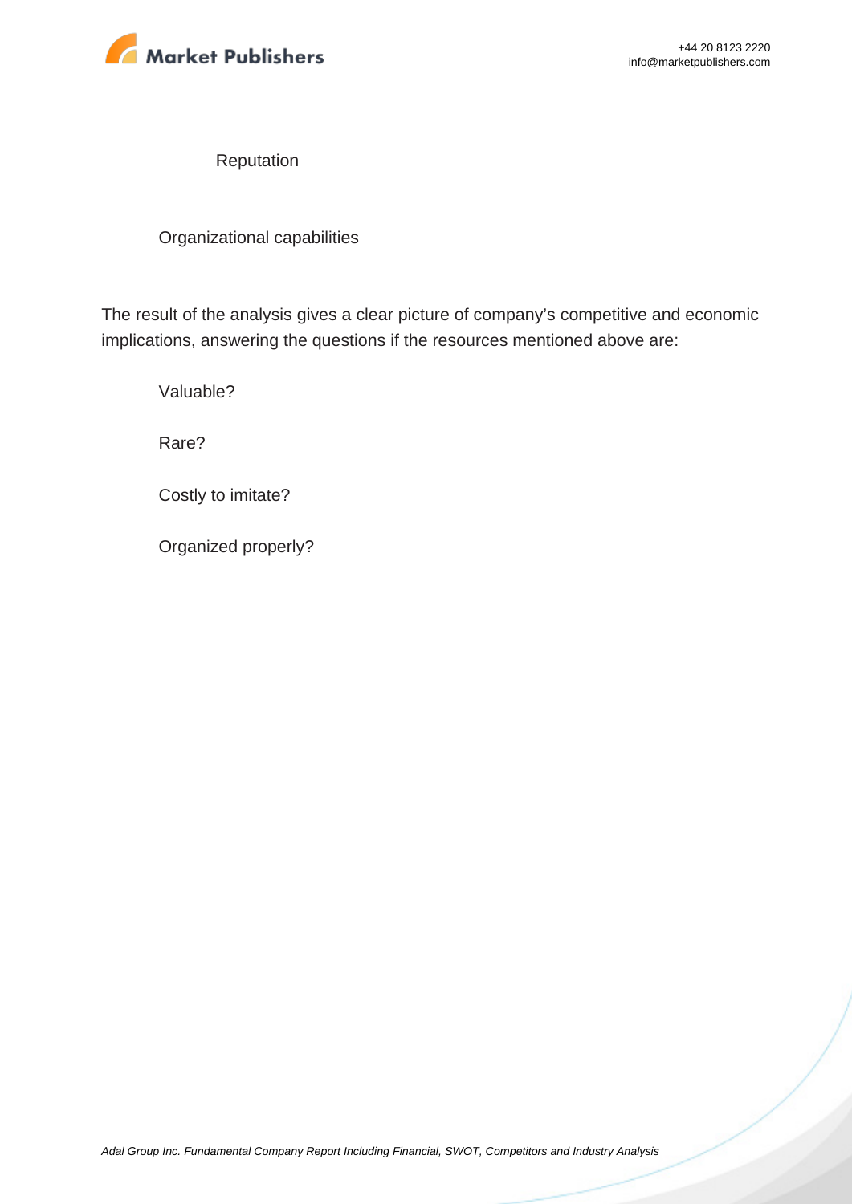- Reputation
- Organizational capabilities

The result of the analysis gives a clear picture of company's competitive and economic implications, answering the questions if the resources mentioned above are:

- Valuable?
- Rare?
- Costly to imitate?
- Organized properly?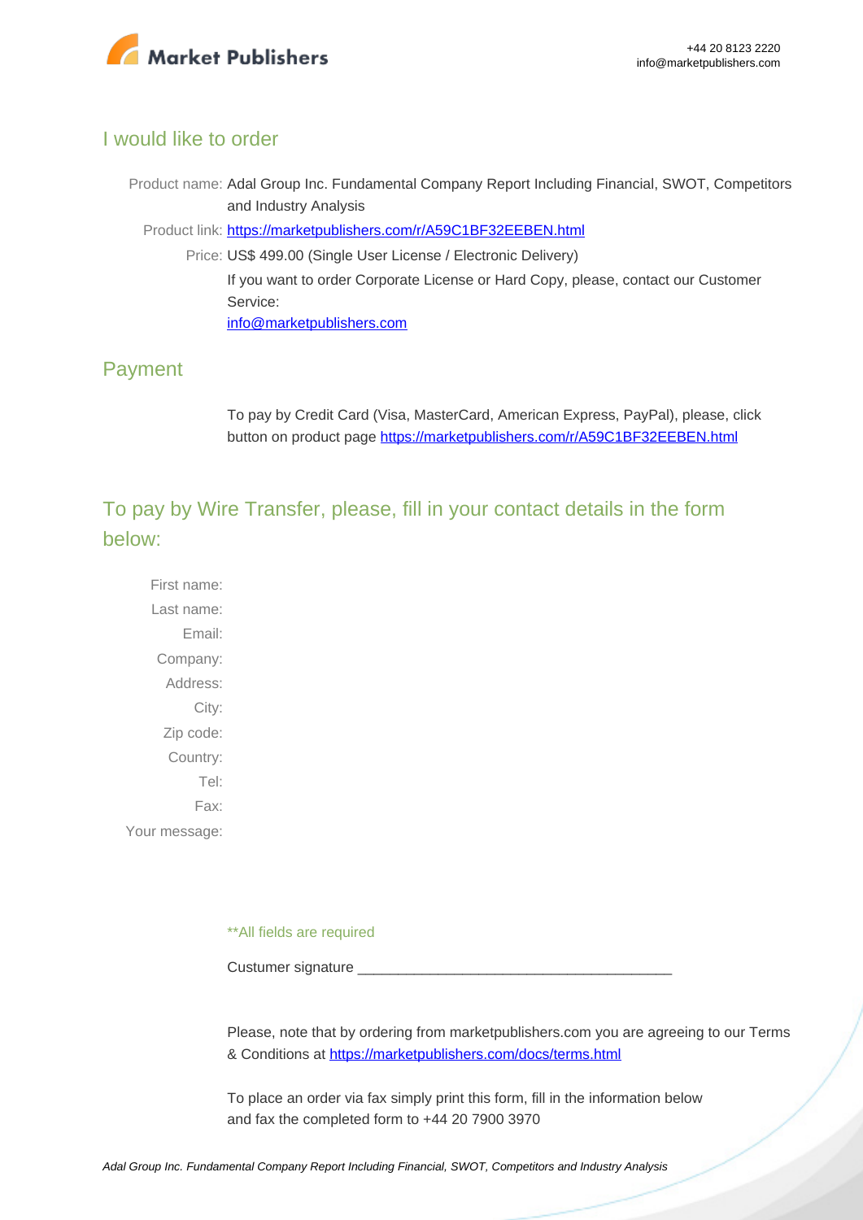## I would like to order

Product name: Adal Group Inc. Fundamental Company Report Including Financial, SWOT, Competitors and Industry Analysis

Product link: [https://marketpublishers.com/r/A59C1BF32EEBEN.html](https://marketpublishers.com/r/A59C1BF32EEBEN.html)

Price: US$ 499.00 (Single User License / Electronic Delivery)

If you want to order Corporate License or Hard Copy, please, contact our Customer Service:

[info@marketpublishers.com](mailto:info@marketpublishers.com)

## Payment

To pay by Credit Card (Visa, MasterCard, American Express, PayPal), please, click button on product page [https://marketpublishers.com/r/A59C1BF32EEBEN.html](https://marketpublishers.com/r/A59C1BF32EEBEN.html)

## To pay by Wire Transfer, please, fill in your contact details in the form below:

First name:

Last name:

Email:

Company:

Address:

City:

Zip code:

Country:

Tel:

Fax:

Your message:

**All fields are required

Custumer signature _______________________________________

Please, note that by ordering from marketpublishers.com you are agreeing to our Terms & Conditions at [https://marketpublishers.com/docs/terms.html](https://marketpublishers.com/docs/terms.html)

To place an order via fax simply print this form, fill in the information below and fax the completed form to +44 20 7900 3970